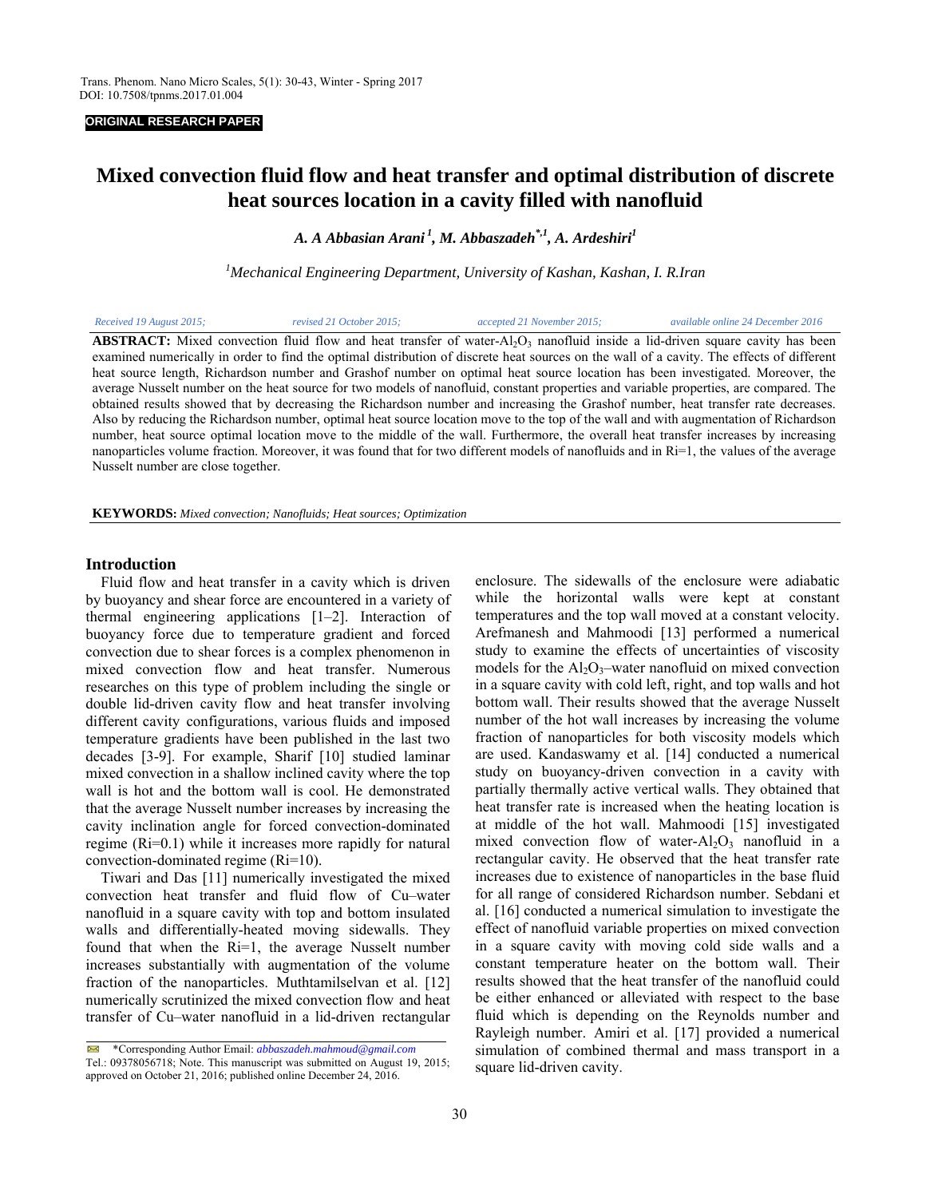ORIGINAL RESEARCH PAPER

# Mixed convection fluid flow and heat transfer and optimal distribution of discrete heat sources location in a cavity filled with nanofluid

*A. A Abbasian Arani* [1], *M. Abbaszadeh* [*,1], *A. Ardeshiri* [1]

[1] *Mechanical Engineering Department, University of Kashan, Kashan, I. R.Iran*

*Received 19 August 2015; revised 21 October 2015; accepted 21 November 2015; available online 24 December 2016*

**ABSTRACT:** Mixed convection fluid flow and heat transfer of water-$Al_2O_3$ nanofluid inside a lid-driven square cavity has been examined numerically in order to find the optimal distribution of discrete heat sources on the wall of a cavity. The effects of different heat source length, Richardson number and Grashof number on optimal heat source location has been investigated. Moreover, the average Nusselt number on the heat source for two models of nanofluid, constant properties and variable properties, are compared. The obtained results showed that by decreasing the Richardson number and increasing the Grashof number, heat transfer rate decreases. Also by reducing the Richardson number, optimal heat source location move to the top of the wall and with augmentation of Richardson number, heat source optimal location move to the middle of the wall. Furthermore, the overall heat transfer increases by increasing nanoparticles volume fraction. Moreover, it was found that for two different models of nanofluids and in Ri=1, the values of the average Nusselt number are close together.

**KEYWORDS:** *Mixed convection; Nanofluids; Heat sources; Optimization*

## Introduction

Fluid flow and heat transfer in a cavity which is driven by buoyancy and shear force are encountered in a variety of thermal engineering applications [1–2]. Interaction of buoyancy force due to temperature gradient and forced convection due to shear forces is a complex phenomenon in mixed convection flow and heat transfer. Numerous researches on this type of problem including the single or double lid-driven cavity flow and heat transfer involving different cavity configurations, various fluids and imposed temperature gradients have been published in the last two decades [3-9]. For example, Sharif [10] studied laminar mixed convection in a shallow inclined cavity where the top wall is hot and the bottom wall is cool. He demonstrated that the average Nusselt number increases by increasing the cavity inclination angle for forced convection-dominated regime (Ri=0.1) while it increases more rapidly for natural convection-dominated regime (Ri=10).

Tiwari and Das [11] numerically investigated the mixed convection heat transfer and fluid flow of Cu–water nanofluid in a square cavity with top and bottom insulated walls and differentially-heated moving sidewalls. They found that when the Ri=1, the average Nusselt number increases substantially with augmentation of the volume fraction of the nanoparticles. Muthtamilselvan et al. [12] numerically scrutinized the mixed convection flow and heat transfer of Cu–water nanofluid in a lid-driven rectangular enclosure. The sidewalls of the enclosure were adiabatic while the horizontal walls were kept at constant temperatures and the top wall moved at a constant velocity. Arefmanesh and Mahmoodi [13] performed a numerical study to examine the effects of uncertainties of viscosity models for the $Al_2O_3$–water nanofluid on mixed convection in a square cavity with cold left, right, and top walls and hot bottom wall. Their results showed that the average Nusselt number of the hot wall increases by increasing the volume fraction of nanoparticles for both viscosity models which are used. Kandaswamy et al. [14] conducted a numerical study on buoyancy-driven convection in a cavity with partially thermally active vertical walls. They obtained that heat transfer rate is increased when the heating location is at middle of the hot wall. Mahmoodi [15] investigated mixed convection flow of water-$Al_2O_3$ nanofluid in a rectangular cavity. He observed that the heat transfer rate increases due to existence of nanoparticles in the base fluid for all range of considered Richardson number. Sebdani et al. [16] conducted a numerical simulation to investigate the effect of nanofluid variable properties on mixed convection in a square cavity with moving cold side walls and a constant temperature heater on the bottom wall. Their results showed that the heat transfer of the nanofluid could be either enhanced or alleviated with respect to the base fluid which is depending on the Reynolds number and Rayleigh number. Amiri et al. [17] provided a numerical simulation of combined thermal and mass transport in a square lid-driven cavity.

*Corresponding Author Email: abbaszadeh.mahmoud@gmail.com
Tel.: 09378056718; Note. This manuscript was submitted on August 19, 2015; approved on October 21, 2016; published online December 24, 2016.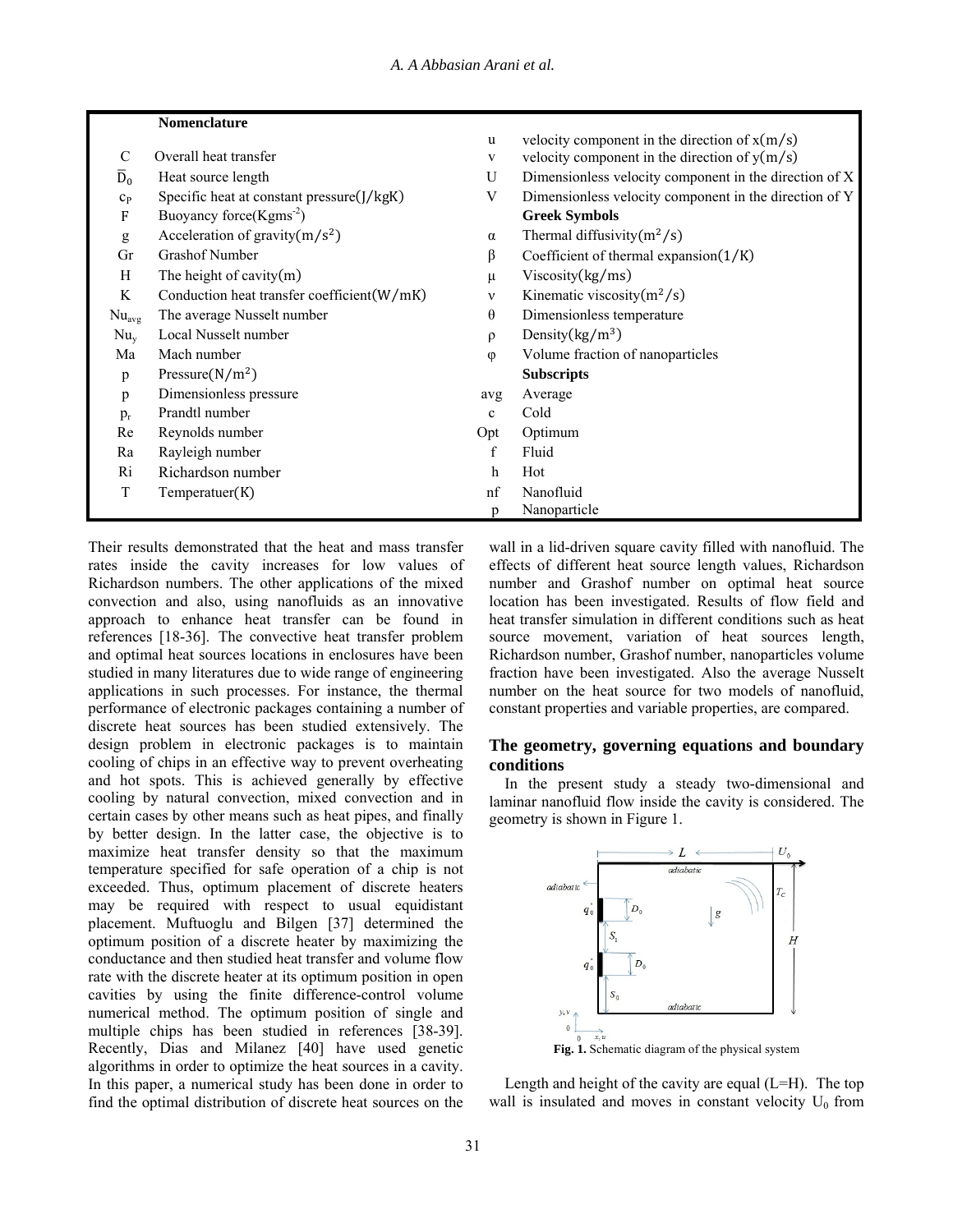| Nomenclature | | | |
|---|---|---|---|
| | | u | velocity component in the direction of $x(m/s)$ |
| C | Overall heat transfer | v | velocity component in the direction of $y(m/s)$ |
| $\overline{D}_0$ | Heat source length | U | Dimensionless velocity component in the direction of X |
| $c_P$ | Specific heat at constant pressure$(J/kgK)$ | V | Dimensionless velocity component in the direction of Y |
| F | Buoyancy force($Kgms^{-2}$) | | **Greek Symbols** |
| g | Acceleration of gravity$(m/s^2)$ | α | Thermal diffusivity$(m^2/s)$ |
| Gr | Grashof Number | β | Coefficient of thermal expansion$(1/K)$ |
| H | The height of cavity$(m)$ | μ | Viscosity$(kg/ms)$ |
| K | Conduction heat transfer coefficient$(W/mK)$ | ν | Kinematic viscosity$(m^2/s)$ |
| $Nu_{avg}$ | The average Nusselt number | θ | Dimensionless temperature |
| $Nu_y$ | Local Nusselt number | ρ | Density$(kg/m^3)$ |
| Ma | Mach number | φ | Volume fraction of nanoparticles |
| p | Pressure$(N/m^2)$ | | **Subscripts** |
| p | Dimensionless pressure | avg | Average |
| $p_r$ | Prandtl number | c | Cold |
| Re | Reynolds number | Opt | Optimum |
| Ra | Rayleigh number | f | Fluid |
| Ri | Richardson number | h | Hot |
| T | Temperatuer(K) | nf | Nanofluid |
| | | p | Nanoparticle |

Their results demonstrated that the heat and mass transfer rates inside the cavity increases for low values of Richardson numbers. The other applications of the mixed convection and also, using nanofluids as an innovative approach to enhance heat transfer can be found in references [18-36]. The convective heat transfer problem and optimal heat sources locations in enclosures have been studied in many literatures due to wide range of engineering applications in such processes. For instance, the thermal performance of electronic packages containing a number of discrete heat sources has been studied extensively. The design problem in electronic packages is to maintain cooling of chips in an effective way to prevent overheating and hot spots. This is achieved generally by effective cooling by natural convection, mixed convection and in certain cases by other means such as heat pipes, and finally by better design. In the latter case, the objective is to maximize heat transfer density so that the maximum temperature specified for safe operation of a chip is not exceeded. Thus, optimum placement of discrete heaters may be required with respect to usual equidistant placement. Muftuoglu and Bilgen [37] determined the optimum position of a discrete heater by maximizing the conductance and then studied heat transfer and volume flow rate with the discrete heater at its optimum position in open cavities by using the finite difference-control volume numerical method. The optimum position of single and multiple chips has been studied in references [38-39]. Recently, Dias and Milanez [40] have used genetic algorithms in order to optimize the heat sources in a cavity. In this paper, a numerical study has been done in order to find the optimal distribution of discrete heat sources on the wall in a lid-driven square cavity filled with nanofluid. The effects of different heat source length values, Richardson number and Grashof number on optimal heat source location has been investigated. Results of flow field and heat transfer simulation in different conditions such as heat source movement, variation of heat sources length, Richardson number, Grashof number, nanoparticles volume fraction have been investigated. Also the average Nusselt number on the heat source for two models of nanofluid, constant properties and variable properties, are compared.

## The geometry, governing equations and boundary conditions

In the present study a steady two-dimensional and laminar nanofluid flow inside the cavity is considered. The geometry is shown in Figure 1.

**Fig. 1.** Schematic diagram of the physical system

Length and height of the cavity are equal (L=H). The top wall is insulated and moves in constant velocity $U_0$ from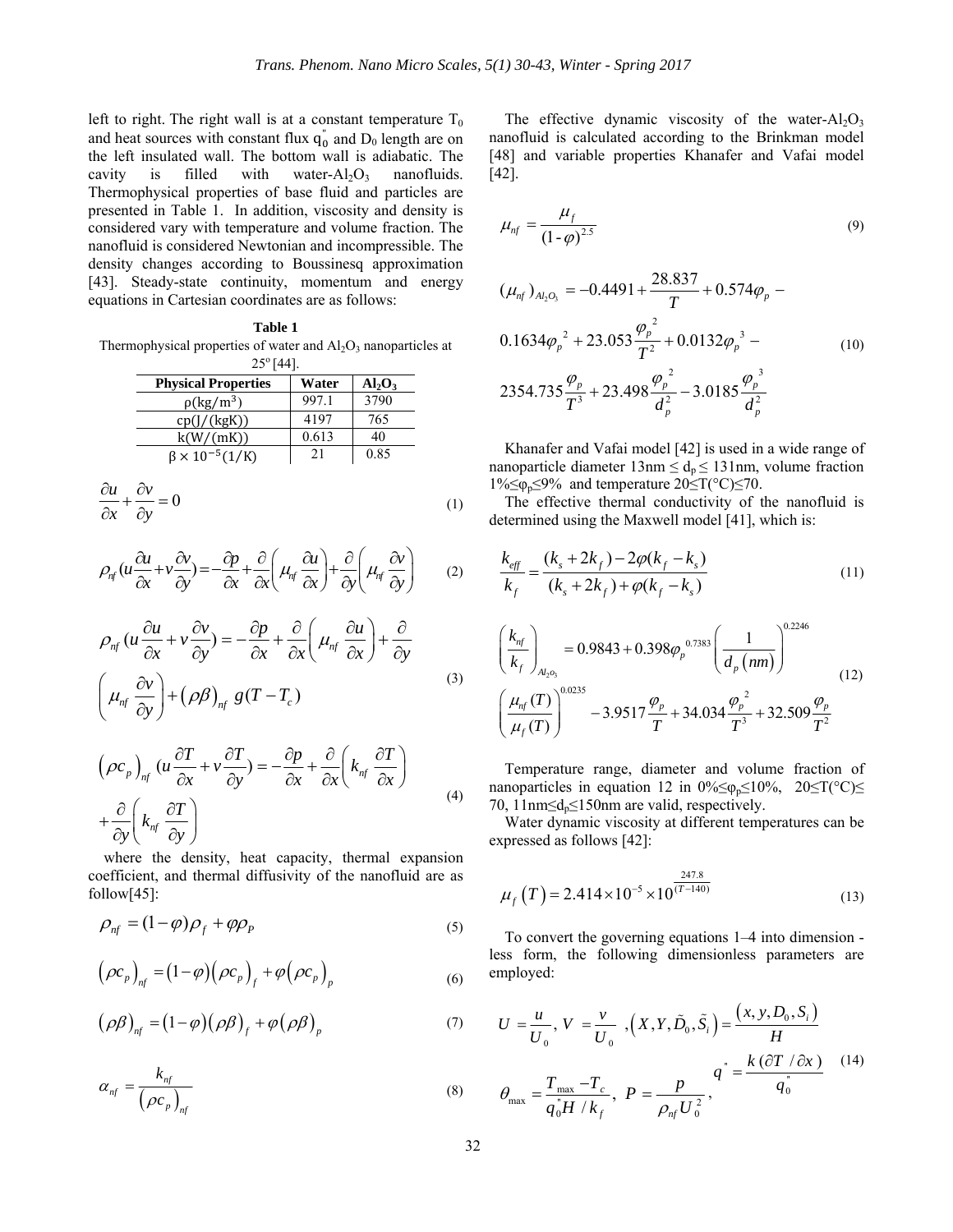left to right. The right wall is at a constant temperature $T_0$ and heat sources with constant flux $q''_0$ and $D_0$ length are on the left insulated wall. The bottom wall is adiabatic. The cavity is filled with water-$Al_2O_3$ nanofluids. Thermophysical properties of base fluid and particles are presented in Table 1. In addition, viscosity and density is considered vary with temperature and volume fraction. The nanofluid is considered Newtonian and incompressible. The density changes according to Boussinesq approximation [43]. Steady-state continuity, momentum and energy equations in Cartesian coordinates are as follows:

**Table 1**
Thermophysical properties of water and $Al_2O_3$ nanoparticles at 25° [44].

| Physical Properties | Water | $Al_2O_3$ |
|---|---|---|
| $\rho(kg/m^3)$ | 997.1 | 3790 |
| $cp(J/(kgK))$ | 4197 | 765 |
| $k(W/(mK))$ | 0.613 | 40 |
| $\beta \times 10^{-5}(1/K)$ | 21 | 0.85 |

$$\frac{\partial u}{\partial x}+\frac{\partial v}{\partial y}=0 \tag{1}$$

$$\rho_{nf}(u\frac{\partial u}{\partial x}+v\frac{\partial v}{\partial y})=-\frac{\partial p}{\partial x}+\frac{\partial}{\partial x}\left(\mu_{nf}\frac{\partial u}{\partial x}\right)+\frac{\partial}{\partial y}\left(\mu_{nf}\frac{\partial v}{\partial y}\right) \tag{2}$$

$$\rho_{nf}(u\frac{\partial u}{\partial x}+v\frac{\partial v}{\partial y})=-\frac{\partial p}{\partial x}+\frac{\partial}{\partial x}\left(\mu_{nf}\frac{\partial u}{\partial x}\right)+\frac{\partial}{\partial y}\left(\mu_{nf}\frac{\partial v}{\partial y}\right)+\left(\rho\beta\right)_{nf}g(T-T_c) \tag{3}$$

$$\left(\rho c_p\right)_{nf}(u\frac{\partial T}{\partial x}+v\frac{\partial T}{\partial y})=-\frac{\partial p}{\partial x}+\frac{\partial}{\partial x}\left(k_{nf}\frac{\partial T}{\partial x}\right)+\frac{\partial}{\partial y}\left(k_{nf}\frac{\partial T}{\partial y}\right) \tag{4}$$

where the density, heat capacity, thermal expansion coefficient, and thermal diffusivity of the nanofluid are as follow[45]:

$$\rho_{nf}=(1-\varphi)\rho_f+\varphi\rho_P \tag{5}$$

$$\left(\rho c_p\right)_{nf}=\left(1-\varphi\right)\left(\rho c_p\right)_f+\varphi\left(\rho c_p\right)_p \tag{6}$$

$$\left(\rho\beta\right)_{nf}=\left(1-\varphi\right)\left(\rho\beta\right)_f+\varphi\left(\rho\beta\right)_p \tag{7}$$

$$\alpha_{nf}=\frac{k_{nf}}{\left(\rho c_p\right)_{nf}} \tag{8}$$

The effective dynamic viscosity of the water-$Al_2O_3$ nanofluid is calculated according to the Brinkman model [48] and variable properties Khanafer and Vafai model [42].

$$\mu_{nf}=\frac{\mu_f}{(1-\varphi)^{2.5}} \tag{9}$$

$$(\mu_{nf})_{Al_2O_3}=-0.4491+\frac{28.837}{T}+0.574\varphi_p-0.1634\varphi_p^{\,2}+23.053\frac{\varphi_p^{\,2}}{T^2}+0.0132\varphi_p^{\,3}-2354.735\frac{\varphi_p}{T^3}+23.498\frac{\varphi_p^{\,2}}{d_p^2}-3.0185\frac{\varphi_p^{\,3}}{d_p^2} \tag{10}$$

Khanafer and Vafai model [42] is used in a wide range of nanoparticle diameter 13nm ≤ $d_p$ ≤ 131nm, volume fraction 1%≤$\varphi_p$≤9% and temperature 20≤T(°C)≤70.

The effective thermal conductivity of the nanofluid is determined using the Maxwell model [41], which is:

$$\frac{k_{eff}}{k_f}=\frac{(k_s+2k_f)-2\varphi(k_f-k_s)}{(k_s+2k_f)+\varphi(k_f-k_s)} \tag{11}$$

$$\left(\frac{k_{nf}}{k_f}\right)_{Al_2O_3}=0.9843+0.398\varphi_p^{\,0.7383}\left(\frac{1}{d_p\left(nm\right)}\right)^{0.2246}\left(\frac{\mu_{nf}(T)}{\mu_f(T)}\right)^{0.0235}-3.9517\frac{\varphi_p}{T}+34.034\frac{\varphi_p^{\,2}}{T^3}+32.509\frac{\varphi_p}{T^2} \tag{12}$$

Temperature range, diameter and volume fraction of nanoparticles in equation 12 in 0%≤$\varphi_p$≤10%, 20≤T(°C)≤ 70, 11nm≤$d_p$≤150nm are valid, respectively.

Water dynamic viscosity at different temperatures can be expressed as follows [42]:

$$\mu_f\left(T\right)=2.414\times10^{-5}\times10^{\frac{247.8}{(T-140)}} \tag{13}$$

To convert the governing equations 1–4 into dimension - less form, the following dimensionless parameters are employed:

$$U=\frac{u}{U_0},\ V=\frac{v}{U_0}\ ,\left(X,Y,\tilde{D}_0,\tilde{S}_i\right)=\frac{\left(x,y,D_0,S_i\right)}{H}$$
$$\theta_{max}=\frac{T_{max}-T_c}{q''_0H/k_f},\ P=\frac{p}{\rho_{nf}U_0^{\,2}},\ q''=\frac{k\left(\partial T/\partial x\right)}{q''_0} \tag{14}$$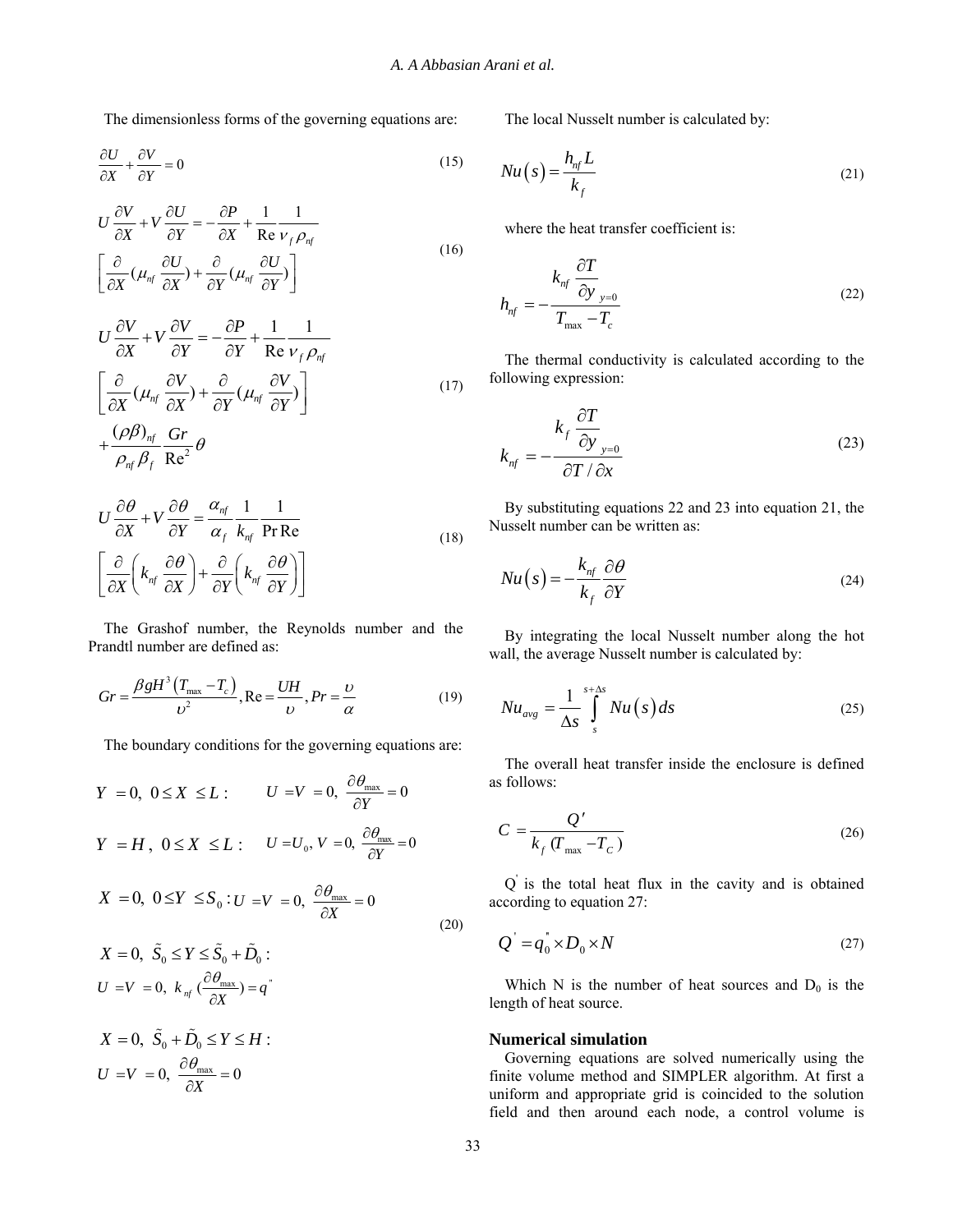The dimensionless forms of the governing equations are:

$$\frac{\partial U}{\partial X}+\frac{\partial V}{\partial Y}=0 \tag{15}$$

$$U\frac{\partial V}{\partial X}+V\frac{\partial U}{\partial Y}=-\frac{\partial P}{\partial X}+\frac{1}{\mathrm{Re}}\frac{1}{\nu_f\rho_{nf}}\left[\frac{\partial}{\partial X}(\mu_{nf}\frac{\partial U}{\partial X})+\frac{\partial}{\partial Y}(\mu_{nf}\frac{\partial U}{\partial Y})\right] \tag{16}$$

$$U\frac{\partial V}{\partial X}+V\frac{\partial V}{\partial Y}=-\frac{\partial P}{\partial Y}+\frac{1}{\mathrm{Re}}\frac{1}{\nu_f\rho_{nf}}\left[\frac{\partial}{\partial X}(\mu_{nf}\frac{\partial V}{\partial X})+\frac{\partial}{\partial Y}(\mu_{nf}\frac{\partial V}{\partial Y})\right]+\frac{(\rho\beta)_{nf}}{\rho_{nf}\beta_f}\frac{Gr}{\mathrm{Re}^2}\theta \tag{17}$$

$$U\frac{\partial\theta}{\partial X}+V\frac{\partial\theta}{\partial Y}=\frac{\alpha_{nf}}{\alpha_f}\frac{1}{k_{nf}}\frac{1}{\mathrm{Pr\,Re}}\left[\frac{\partial}{\partial X}\left(k_{nf}\frac{\partial\theta}{\partial X}\right)+\frac{\partial}{\partial Y}\left(k_{nf}\frac{\partial\theta}{\partial Y}\right)\right] \tag{18}$$

The Grashof number, the Reynolds number and the Prandtl number are defined as:

$$Gr=\frac{\beta gH^3\left(T_{\max}-T_c\right)}{\upsilon^2},\mathrm{Re}=\frac{UH}{\upsilon},Pr=\frac{\upsilon}{\alpha} \tag{19}$$

The boundary conditions for the governing equations are:

$$\begin{aligned}
&Y=0,\ 0\le X\le L: && U=V=0,\ \frac{\partial\theta_{\max}}{\partial Y}=0\\
&Y=H,\ 0\le X\le L: && U=U_0,\ V=0,\ \frac{\partial\theta_{\max}}{\partial Y}=0\\
&X=0,\ 0\le Y\le S_0: && U=V=0,\ \frac{\partial\theta_{\max}}{\partial X}=0\\
&X=0,\ \tilde{S}_0\le Y\le\tilde{S}_0+\tilde{D}_0: && U=V=0,\ k_{nf}(\frac{\partial\theta_{\max}}{\partial X})=q''\\
&X=0,\ \tilde{S}_0+\tilde{D}_0\le Y\le H: && U=V=0,\ \frac{\partial\theta_{\max}}{\partial X}=0
\end{aligned} \tag{20}$$

The local Nusselt number is calculated by:

$$Nu\left(s\right)=\frac{h_{nf}L}{k_f} \tag{21}$$

where the heat transfer coefficient is:

$$h_{nf}=-\frac{k_{nf}\left.\frac{\partial T}{\partial y}\right|_{y=0}}{T_{\max}-T_c} \tag{22}$$

The thermal conductivity is calculated according to the following expression:

$$k_{nf}=-\frac{k_f\left.\frac{\partial T}{\partial y}\right|_{y=0}}{\partial T/\partial x} \tag{23}$$

By substituting equations 22 and 23 into equation 21, the Nusselt number can be written as:

$$Nu\left(s\right)=-\frac{k_{nf}}{k_f}\frac{\partial\theta}{\partial Y} \tag{24}$$

By integrating the local Nusselt number along the hot wall, the average Nusselt number is calculated by:

$$Nu_{avg}=\frac{1}{\Delta s}\int_s^{s+\Delta s}Nu\left(s\right)ds \tag{25}$$

The overall heat transfer inside the enclosure is defined as follows:

$$C=\frac{Q'}{k_f\,(T_{\max}-T_C)} \tag{26}$$

$Q'$ is the total heat flux in the cavity and is obtained according to equation 27:

$$Q'=q''_0\times D_0\times N \tag{27}$$

Which N is the number of heat sources and $D_0$ is the length of heat source.

## Numerical simulation

Governing equations are solved numerically using the finite volume method and SIMPLER algorithm. At first a uniform and appropriate grid is coincided to the solution field and then around each node, a control volume is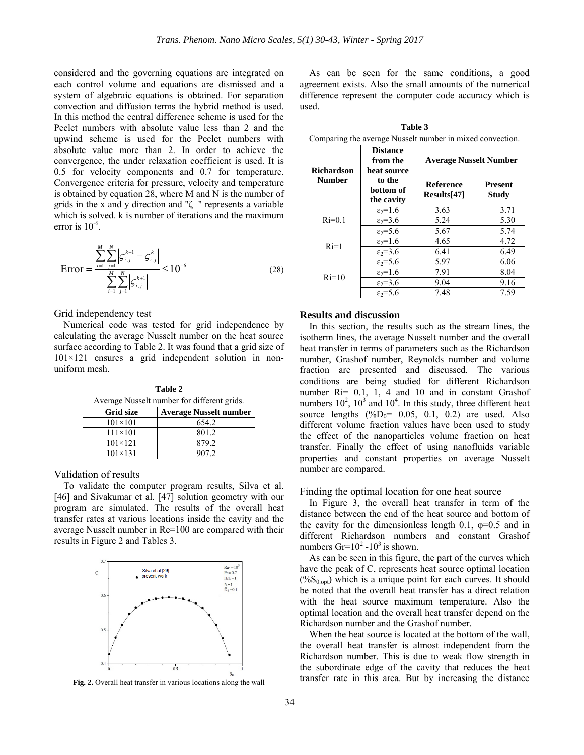considered and the governing equations are integrated on each control volume and equations are dismissed and a system of algebraic equations is obtained. For separation convection and diffusion terms the hybrid method is used. In this method the central difference scheme is used for the Peclet numbers with absolute value less than 2 and the upwind scheme is used for the Peclet numbers with absolute value more than 2. In order to achieve the convergence, the under relaxation coefficient is used. It is 0.5 for velocity components and 0.7 for temperature. Convergence criteria for pressure, velocity and temperature is obtained by equation 28, where M and N is the number of grids in the x and y direction and "$\zeta$ " represents a variable which is solved. k is number of iterations and the maximum error is $10^{-6}$.

$$\text{Error} = \frac{\sum_{i=1}^{M}\sum_{j=1}^{N}\left|\varsigma_{i,j}^{k+1} - \varsigma_{i,j}^{k}\right|}{\sum_{i=1}^{M}\sum_{j=1}^{N}\left|\varsigma_{i,j}^{k+1}\right|} \leq 10^{-6} \tag{28}$$

### Grid independency test

Numerical code was tested for grid independence by calculating the average Nusselt number on the heat source surface according to Table 2. It was found that a grid size of 101×121 ensures a grid independent solution in non-uniform mesh.

**Table 2**
Average Nusselt number for different grids.

| Grid size | Average Nusselt number |
|---|---|
| 101×101 | 654.2 |
| 111×101 | 801.2 |
| 101×121 | 879.2 |
| 101×131 | 907.2 |

### Validation of results

To validate the computer program results, Silva et al. [46] and Sivakumar et al. [47] solution geometry with our program are simulated. The results of the overall heat transfer rates at various locations inside the cavity and the average Nusselt number in Re=100 are compared with their results in Figure 2 and Tables 3.

**Fig. 2.** Overall heat transfer in various locations along the wall

As can be seen for the same conditions, a good agreement exists. Also the small amounts of the numerical difference represent the computer code accuracy which is used.

**Table 3**
Comparing the average Nusselt number in mixed convection.

| Richardson Number | Distance from the heat source to the bottom of the cavity | Average Nusselt Number | |
|---|---|---|---|
| | | Reference Results[47] | Present Study |
| Ri=0.1 | $\varepsilon_2$=1.6 | 3.63 | 3.71 |
| | $\varepsilon_2$=3.6 | 5.24 | 5.30 |
| | $\varepsilon_2$=5.6 | 5.67 | 5.74 |
| Ri=1 | $\varepsilon_2$=1.6 | 4.65 | 4.72 |
| | $\varepsilon_2$=3.6 | 6.41 | 6.49 |
| | $\varepsilon_2$=5.6 | 5.97 | 6.06 |
| Ri=10 | $\varepsilon_2$=1.6 | 7.91 | 8.04 |
| | $\varepsilon_2$=3.6 | 9.04 | 9.16 |
| | $\varepsilon_2$=5.6 | 7.48 | 7.59 |

## Results and discussion

In this section, the results such as the stream lines, the isotherm lines, the average Nusselt number and the overall heat transfer in terms of parameters such as the Richardson number, Grashof number, Reynolds number and volume fraction are presented and discussed. The various conditions are being studied for different Richardson number Ri= 0.1, 1, 4 and 10 and in constant Grashof numbers $10^2$, $10^3$ and $10^4$. In this study, three different heat source lengths (%$D_0$= 0.05, 0.1, 0.2) are used. Also different volume fraction values have been used to study the effect of the nanoparticles volume fraction on heat transfer. Finally the effect of using nanofluids variable properties and constant properties on average Nusselt number are compared.

### Finding the optimal location for one heat source

In Figure 3, the overall heat transfer in term of the distance between the end of the heat source and bottom of the cavity for the dimensionless length 0.1, $\varphi$=0.5 and in different Richardson numbers and constant Grashof numbers Gr=$10^2$ -$10^3$ is shown.

As can be seen in this figure, the part of the curves which have the peak of C, represents heat source optimal location (%$S_{0.opt}$) which is a unique point for each curves. It should be noted that the overall heat transfer has a direct relation with the heat source maximum temperature. Also the optimal location and the overall heat transfer depend on the Richardson number and the Grashof number.

When the heat source is located at the bottom of the wall, the overall heat transfer is almost independent from the Richardson number. This is due to weak flow strength in the subordinate edge of the cavity that reduces the heat transfer rate in this area. But by increasing the distance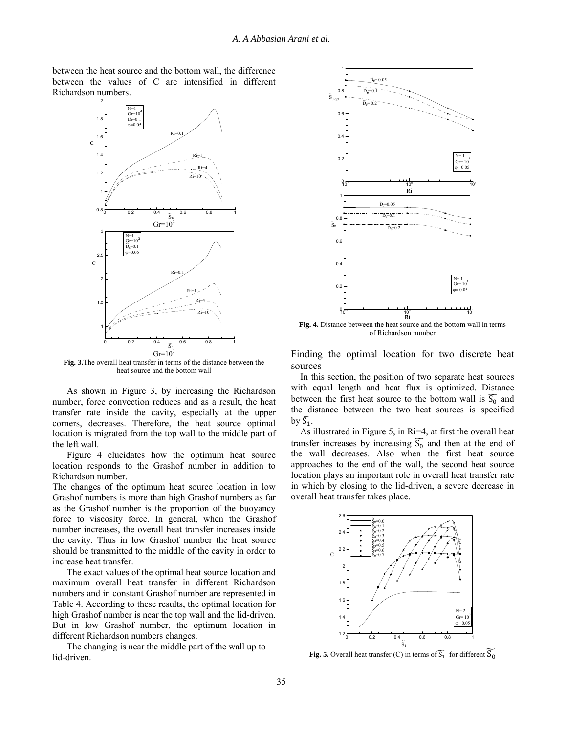between the heat source and the bottom wall, the difference between the values of C are intensified in different Richardson numbers.

**Fig. 3.** The overall heat transfer in terms of the distance between the heat source and the bottom wall

As shown in Figure 3, by increasing the Richardson number, force convection reduces and as a result, the heat transfer rate inside the cavity, especially at the upper corners, decreases. Therefore, the heat source optimal location is migrated from the top wall to the middle part of the left wall.

Figure 4 elucidates how the optimum heat source location responds to the Grashof number in addition to Richardson number.

The changes of the optimum heat source location in low Grashof numbers is more than high Grashof numbers as far as the Grashof number is the proportion of the buoyancy force to viscosity force. In general, when the Grashof number increases, the overall heat transfer increases inside the cavity. Thus in low Grashof number the heat source should be transmitted to the middle of the cavity in order to increase heat transfer.

The exact values of the optimal heat source location and maximum overall heat transfer in different Richardson numbers and in constant Grashof number are represented in Table 4. According to these results, the optimal location for high Grashof number is near the top wall and the lid-driven. But in low Grashof number, the optimum location in different Richardson numbers changes.

The changing is near the middle part of the wall up to lid-driven.

**Fig. 4.** Distance between the heat source and the bottom wall in terms of Richardson number

## Finding the optimal location for two discrete heat sources

In this section, the position of two separate heat sources with equal length and heat flux is optimized. Distance between the first heat source to the bottom wall is $\widetilde{S_0}$ and the distance between the two heat sources is specified by $\widetilde{S_1}$.

As illustrated in Figure 5, in Ri=4, at first the overall heat transfer increases by increasing $\widetilde{S_0}$ and then at the end of the wall decreases. Also when the first heat source approaches to the end of the wall, the second heat source location plays an important role in overall heat transfer rate in which by closing to the lid-driven, a severe decrease in overall heat transfer takes place.

**Fig. 5.** Overall heat transfer (C) in terms of $\widetilde{S_1}$ for different $\widetilde{S_0}$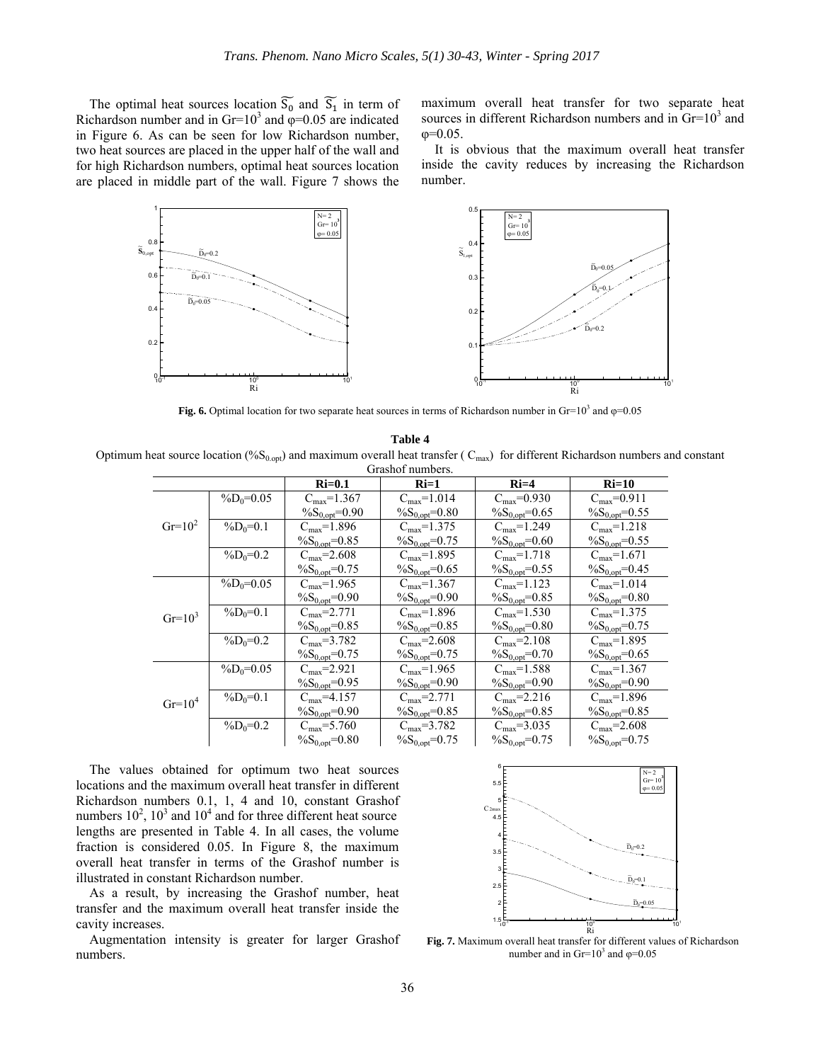The optimal heat sources location $\widetilde{S_0}$ and $\widetilde{S_1}$ in term of Richardson number and in Gr=$10^3$ and φ=0.05 are indicated in Figure 6. As can be seen for low Richardson number, two heat sources are placed in the upper half of the wall and for high Richardson numbers, optimal heat sources location are placed in middle part of the wall. Figure 7 shows the maximum overall heat transfer for two separate heat sources in different Richardson numbers and in Gr=$10^3$ and φ=0.05.

It is obvious that the maximum overall heat transfer inside the cavity reduces by increasing the Richardson number.

**Fig. 6.** Optimal location for two separate heat sources in terms of Richardson number in Gr=$10^3$ and φ=0.05

**Table 4**

Optimum heat source location (%$S_{0,opt}$) and maximum overall heat transfer ( $C_{max}$) for different Richardson numbers and constant Grashof numbers.

| | | Ri=0.1 | Ri=1 | Ri=4 | Ri=10 |
|---|---|---|---|---|---|
| Gr=$10^2$ | %$D_0$=0.05 | $C_{max}$=1.367<br>%$S_{0,opt}$=0.90 | $C_{max}$=1.014<br>%$S_{0,opt}$=0.80 | $C_{max}$=0.930<br>%$S_{0,opt}$=0.65 | $C_{max}$=0.911<br>%$S_{0,opt}$=0.55 |
| | %$D_0$=0.1 | $C_{max}$=1.896<br>%$S_{0,opt}$=0.85 | $C_{max}$=1.375<br>%$S_{0,opt}$=0.75 | $C_{max}$=1.249<br>%$S_{0,opt}$=0.60 | $C_{max}$=1.218<br>%$S_{0,opt}$=0.55 |
| | %$D_0$=0.2 | $C_{max}$=2.608<br>%$S_{0,opt}$=0.75 | $C_{max}$=1.895<br>%$S_{0,opt}$=0.65 | $C_{max}$=1.718<br>%$S_{0,opt}$=0.55 | $C_{max}$=1.671<br>%$S_{0,opt}$=0.45 |
| Gr=$10^3$ | %$D_0$=0.05 | $C_{max}$=1.965<br>%$S_{0,opt}$=0.90 | $C_{max}$=1.367<br>%$S_{0,opt}$=0.90 | $C_{max}$=1.123<br>%$S_{0,opt}$=0.85 | $C_{max}$=1.014<br>%$S_{0,opt}$=0.80 |
| | %$D_0$=0.1 | $C_{max}$=2.771<br>%$S_{0,opt}$=0.85 | $C_{max}$=1.896<br>%$S_{0,opt}$=0.85 | $C_{max}$=1.530<br>%$S_{0,opt}$=0.80 | $C_{max}$=1.375<br>%$S_{0,opt}$=0.75 |
| | %$D_0$=0.2 | $C_{max}$=3.782<br>%$S_{0,opt}$=0.75 | $C_{max}$=2.608<br>%$S_{0,opt}$=0.75 | $C_{max}$=2.108<br>%$S_{0,opt}$=0.70 | $C_{max}$=1.895<br>%$S_{0,opt}$=0.65 |
| Gr=$10^4$ | %$D_0$=0.05 | $C_{max}$=2.921<br>%$S_{0,opt}$=0.95 | $C_{max}$=1.965<br>%$S_{0,opt}$=0.90 | $C_{max}$=1.588<br>%$S_{0,opt}$=0.90 | $C_{max}$=1.367<br>%$S_{0,opt}$=0.90 |
| | %$D_0$=0.1 | $C_{max}$=4.157<br>%$S_{0,opt}$=0.90 | $C_{max}$=2.771<br>%$S_{0,opt}$=0.85 | $C_{max}$=2.216<br>%$S_{0,opt}$=0.85 | $C_{max}$=1.896<br>%$S_{0,opt}$=0.85 |
| | %$D_0$=0.2 | $C_{max}$=5.760<br>%$S_{0,opt}$=0.80 | $C_{max}$=3.782<br>%$S_{0,opt}$=0.75 | $C_{max}$=3.035<br>%$S_{0,opt}$=0.75 | $C_{max}$=2.608<br>%$S_{0,opt}$=0.75 |

The values obtained for optimum two heat sources locations and the maximum overall heat transfer in different Richardson numbers 0.1, 1, 4 and 10, constant Grashof numbers $10^2$, $10^3$ and $10^4$ and for three different heat source lengths are presented in Table 4. In all cases, the volume fraction is considered 0.05. In Figure 8, the maximum overall heat transfer in terms of the Grashof number is illustrated in constant Richardson number.

As a result, by increasing the Grashof number, heat transfer and the maximum overall heat transfer inside the cavity increases.

Augmentation intensity is greater for larger Grashof numbers.

**Fig. 7.** Maximum overall heat transfer for different values of Richardson number and in Gr=$10^3$ and φ=0.05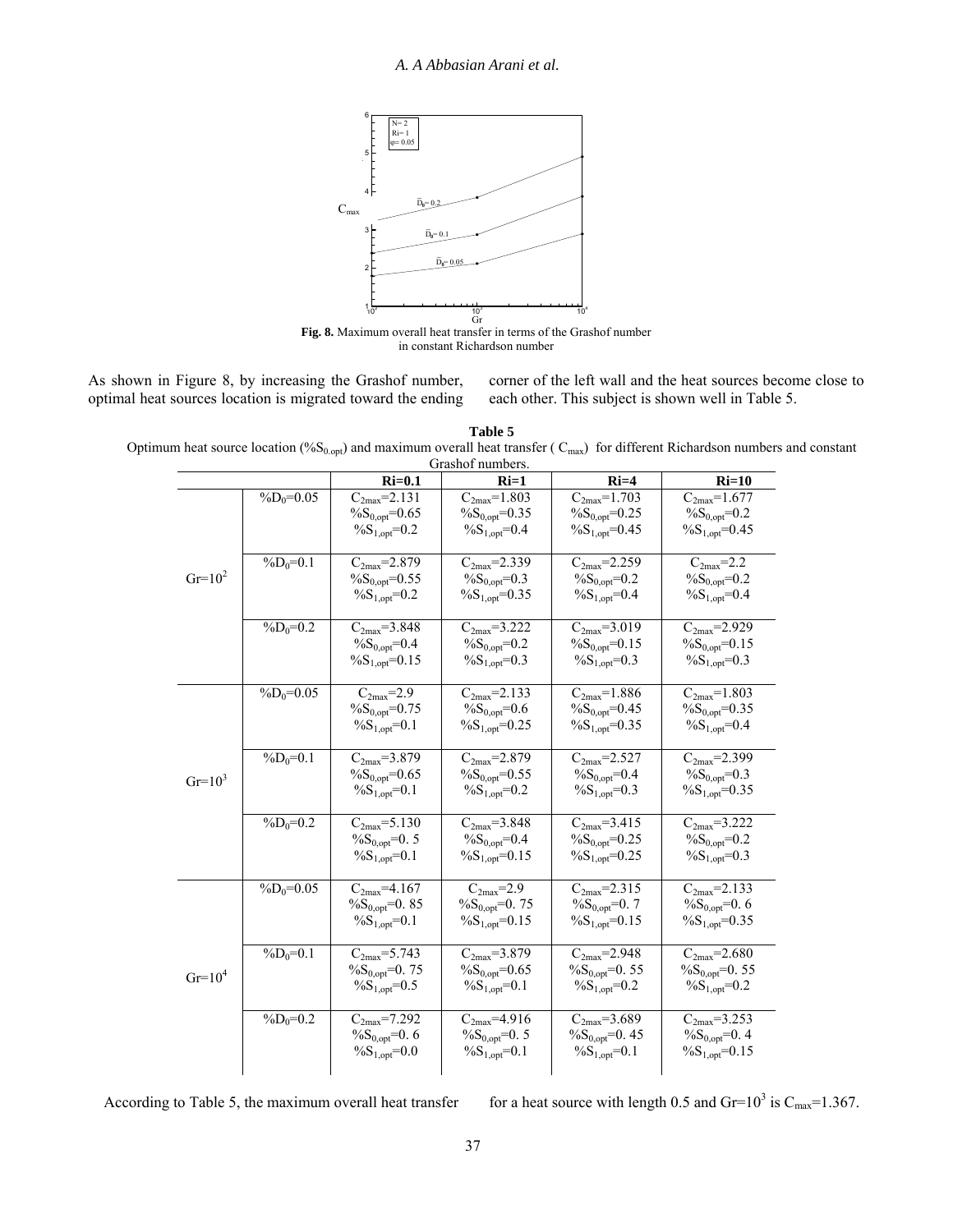**Fig. 8.** Maximum overall heat transfer in terms of the Grashof number in constant Richardson number

As shown in Figure 8, by increasing the Grashof number, optimal heat sources location is migrated toward the ending corner of the left wall and the heat sources become close to each other. This subject is shown well in Table 5.

**Table 5**

Optimum heat source location ($\%S_{0,opt}$) and maximum overall heat transfer ( $C_{max}$) for different Richardson numbers and constant Grashof numbers.

| | | **Ri=0.1** | **Ri=1** | **Ri=4** | **Ri=10** |
|---|---|---|---|---|---|
| $Gr=10^2$ | $\%D_0=0.05$ | $C_{2max}=2.131$ $\%S_{0,opt}=0.65$ $\%S_{1,opt}=0.2$ | $C_{2max}=1.803$ $\%S_{0,opt}=0.35$ $\%S_{1,opt}=0.4$ | $C_{2max}=1.703$ $\%S_{0,opt}=0.25$ $\%S_{1,opt}=0.45$ | $C_{2max}=1.677$ $\%S_{0,opt}=0.2$ $\%S_{1,opt}=0.45$ |
| | $\%D_0=0.1$ | $C_{2max}=2.879$ $\%S_{0,opt}=0.55$ $\%S_{1,opt}=0.2$ | $C_{2max}=2.339$ $\%S_{0,opt}=0.3$ $\%S_{1,opt}=0.35$ | $C_{2max}=2.259$ $\%S_{0,opt}=0.2$ $\%S_{1,opt}=0.4$ | $C_{2max}=2.2$ $\%S_{0,opt}=0.2$ $\%S_{1,opt}=0.4$ |
| | $\%D_0=0.2$ | $C_{2max}=3.848$ $\%S_{0,opt}=0.4$ $\%S_{1,opt}=0.15$ | $C_{2max}=3.222$ $\%S_{0,opt}=0.2$ $\%S_{1,opt}=0.3$ | $C_{2max}=3.019$ $\%S_{0,opt}=0.15$ $\%S_{1,opt}=0.3$ | $C_{2max}=2.929$ $\%S_{0,opt}=0.15$ $\%S_{1,opt}=0.3$ |
| $Gr=10^3$ | $\%D_0=0.05$ | $C_{2max}=2.9$ $\%S_{0,opt}=0.75$ $\%S_{1,opt}=0.1$ | $C_{2max}=2.133$ $\%S_{0,opt}=0.6$ $\%S_{1,opt}=0.25$ | $C_{2max}=1.886$ $\%S_{0,opt}=0.45$ $\%S_{1,opt}=0.35$ | $C_{2max}=1.803$ $\%S_{0,opt}=0.35$ $\%S_{1,opt}=0.4$ |
| | $\%D_0=0.1$ | $C_{2max}=3.879$ $\%S_{0,opt}=0.65$ $\%S_{1,opt}=0.1$ | $C_{2max}=2.879$ $\%S_{0,opt}=0.55$ $\%S_{1,opt}=0.2$ | $C_{2max}=2.527$ $\%S_{0,opt}=0.4$ $\%S_{1,opt}=0.3$ | $C_{2max}=2.399$ $\%S_{0,opt}=0.3$ $\%S_{1,opt}=0.35$ |
| | $\%D_0=0.2$ | $C_{2max}=5.130$ $\%S_{0,opt}=0.5$ $\%S_{1,opt}=0.1$ | $C_{2max}=3.848$ $\%S_{0,opt}=0.4$ $\%S_{1,opt}=0.15$ | $C_{2max}=3.415$ $\%S_{0,opt}=0.25$ $\%S_{1,opt}=0.25$ | $C_{2max}=3.222$ $\%S_{0,opt}=0.2$ $\%S_{1,opt}=0.3$ |
| $Gr=10^4$ | $\%D_0=0.05$ | $C_{2max}=4.167$ $\%S_{0,opt}=0.85$ $\%S_{1,opt}=0.1$ | $C_{2max}=2.9$ $\%S_{0,opt}=0.75$ $\%S_{1,opt}=0.15$ | $C_{2max}=2.315$ $\%S_{0,opt}=0.7$ $\%S_{1,opt}=0.15$ | $C_{2max}=2.133$ $\%S_{0,opt}=0.6$ $\%S_{1,opt}=0.35$ |
| | $\%D_0=0.1$ | $C_{2max}=5.743$ $\%S_{0,opt}=0.75$ $\%S_{1,opt}=0.5$ | $C_{2max}=3.879$ $\%S_{0,opt}=0.65$ $\%S_{1,opt}=0.1$ | $C_{2max}=2.948$ $\%S_{0,opt}=0.55$ $\%S_{1,opt}=0.2$ | $C_{2max}=2.680$ $\%S_{0,opt}=0.55$ $\%S_{1,opt}=0.2$ |
| | $\%D_0=0.2$ | $C_{2max}=7.292$ $\%S_{0,opt}=0.6$ $\%S_{1,opt}=0.0$ | $C_{2max}=4.916$ $\%S_{0,opt}=0.5$ $\%S_{1,opt}=0.1$ | $C_{2max}=3.689$ $\%S_{0,opt}=0.45$ $\%S_{1,opt}=0.1$ | $C_{2max}=3.253$ $\%S_{0,opt}=0.4$ $\%S_{1,opt}=0.15$ |

According to Table 5, the maximum overall heat transfer for a heat source with length 0.5 and $Gr=10^3$ is $C_{max}=1.367$.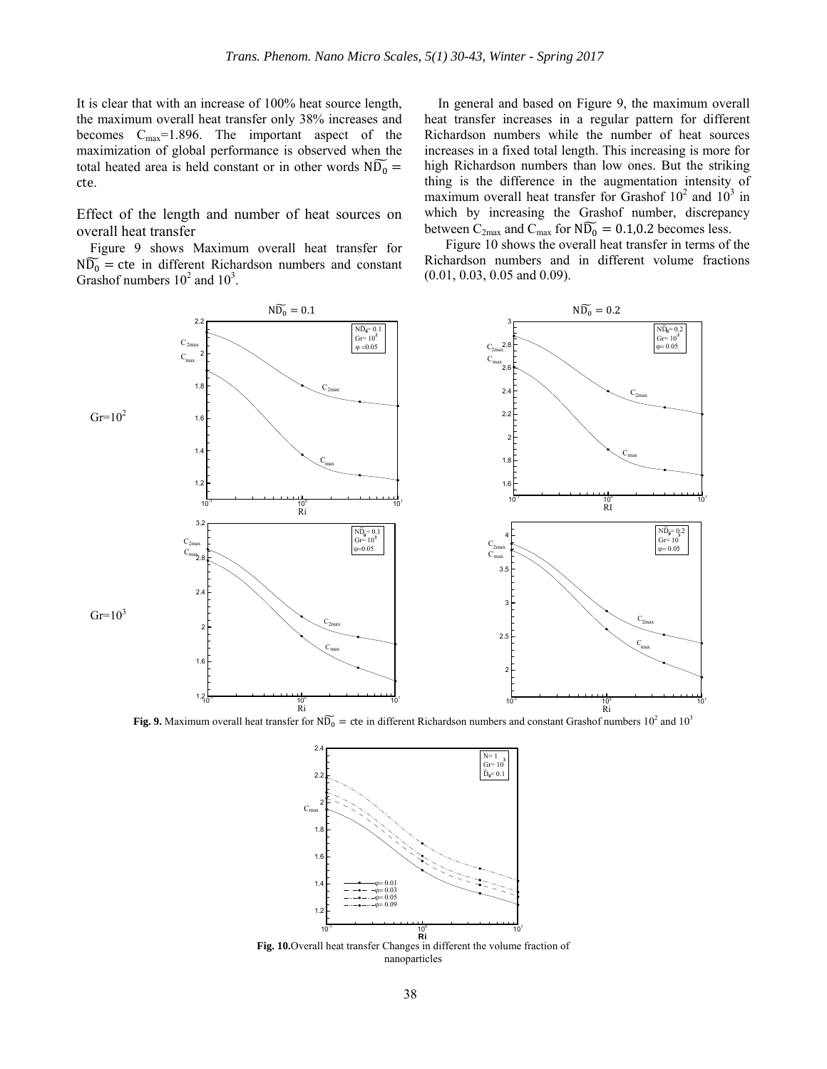It is clear that with an increase of 100% heat source length, the maximum overall heat transfer only 38% increases and becomes $C_{max}$=1.896. The important aspect of the maximization of global performance is observed when the total heated area is held constant or in other words $N\widetilde{D_0} =$ cte.

## Effect of the length and number of heat sources on overall heat transfer

Figure 9 shows Maximum overall heat transfer for $N\widetilde{D_0} = \text{cte}$ in different Richardson numbers and constant Grashof numbers $10^2$ and $10^3$.

In general and based on Figure 9, the maximum overall heat transfer increases in a regular pattern for different Richardson numbers while the number of heat sources increases in a fixed total length. This increasing is more for high Richardson numbers than low ones. But the striking thing is the difference in the augmentation intensity of maximum overall heat transfer for Grashof $10^2$ and $10^3$ in which by increasing the Grashof number, discrepancy between $C_{2max}$ and $C_{max}$ for $N\widetilde{D_0} = 0.1, 0.2$ becomes less.

Figure 10 shows the overall heat transfer in terms of the Richardson numbers and in different volume fractions (0.01, 0.03, 0.05 and 0.09).

**Fig. 9.** Maximum overall heat transfer for $N\widetilde{D_0} = \text{cte}$ in different Richardson numbers and constant Grashof numbers $10^2$ and $10^3$

**Fig. 10.** Overall heat transfer Changes in different the volume fraction of nanoparticles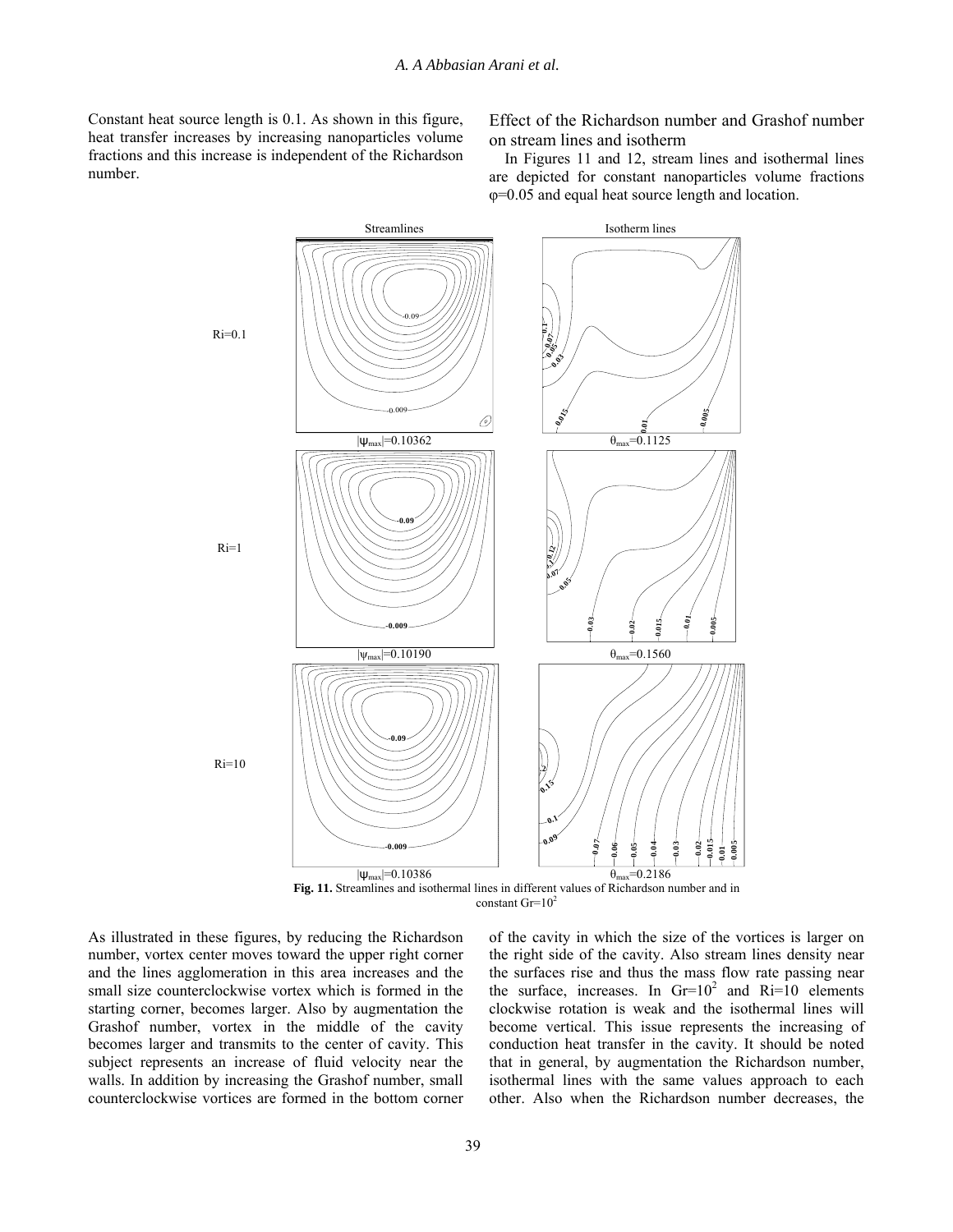Constant heat source length is 0.1. As shown in this figure, heat transfer increases by increasing nanoparticles volume fractions and this increase is independent of the Richardson number.

### Effect of the Richardson number and Grashof number on stream lines and isotherm

In Figures 11 and 12, stream lines and isothermal lines are depicted for constant nanoparticles volume fractions φ=0.05 and equal heat source length and location.

Streamlines | Isotherm lines

Ri=0.1: $|\psi_{max}|$=0.10362, $\theta_{max}$=0.1125

Ri=1: $|\psi_{max}|$=0.10190, $\theta_{max}$=0.1560

Ri=10: $|\psi_{max}|$=0.10386, $\theta_{max}$=0.2186

**Fig. 11.** Streamlines and isothermal lines in different values of Richardson number and in constant $Gr=10^2$

As illustrated in these figures, by reducing the Richardson number, vortex center moves toward the upper right corner and the lines agglomeration in this area increases and the small size counterclockwise vortex which is formed in the starting corner, becomes larger. Also by augmentation the Grashof number, vortex in the middle of the cavity becomes larger and transmits to the center of cavity. This subject represents an increase of fluid velocity near the walls. In addition by increasing the Grashof number, small counterclockwise vortices are formed in the bottom corner of the cavity in which the size of the vortices is larger on the right side of the cavity. Also stream lines density near the surfaces rise and thus the mass flow rate passing near the surface, increases. In $Gr=10^2$ and Ri=10 elements clockwise rotation is weak and the isothermal lines will become vertical. This issue represents the increasing of conduction heat transfer in the cavity. It should be noted that in general, by augmentation the Richardson number, isothermal lines with the same values approach to each other. Also when the Richardson number decreases, the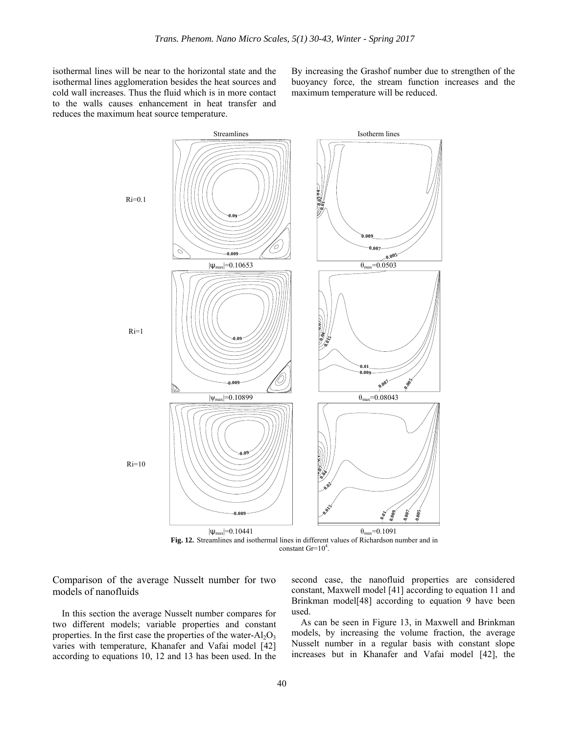isothermal lines will be near to the horizontal state and the isothermal lines agglomeration besides the heat sources and cold wall increases. Thus the fluid which is in more contact to the walls causes enhancement in heat transfer and reduces the maximum heat source temperature.

By increasing the Grashof number due to strengthen of the buoyancy force, the stream function increases and the maximum temperature will be reduced.

**Fig. 12.** Streamlines and isothermal lines in different values of Richardson number and in constant $Gr=10^4$.

## Comparison of the average Nusselt number for two models of nanofluids

In this section the average Nusselt number compares for two different models; variable properties and constant properties. In the first case the properties of the water-$Al_2O_3$ varies with temperature, Khanafer and Vafai model [42] according to equations 10, 12 and 13 has been used. In the second case, the nanofluid properties are considered constant, Maxwell model [41] according to equation 11 and Brinkman model[48] according to equation 9 have been used.

As can be seen in Figure 13, in Maxwell and Brinkman models, by increasing the volume fraction, the average Nusselt number in a regular basis with constant slope increases but in Khanafer and Vafai model [42], the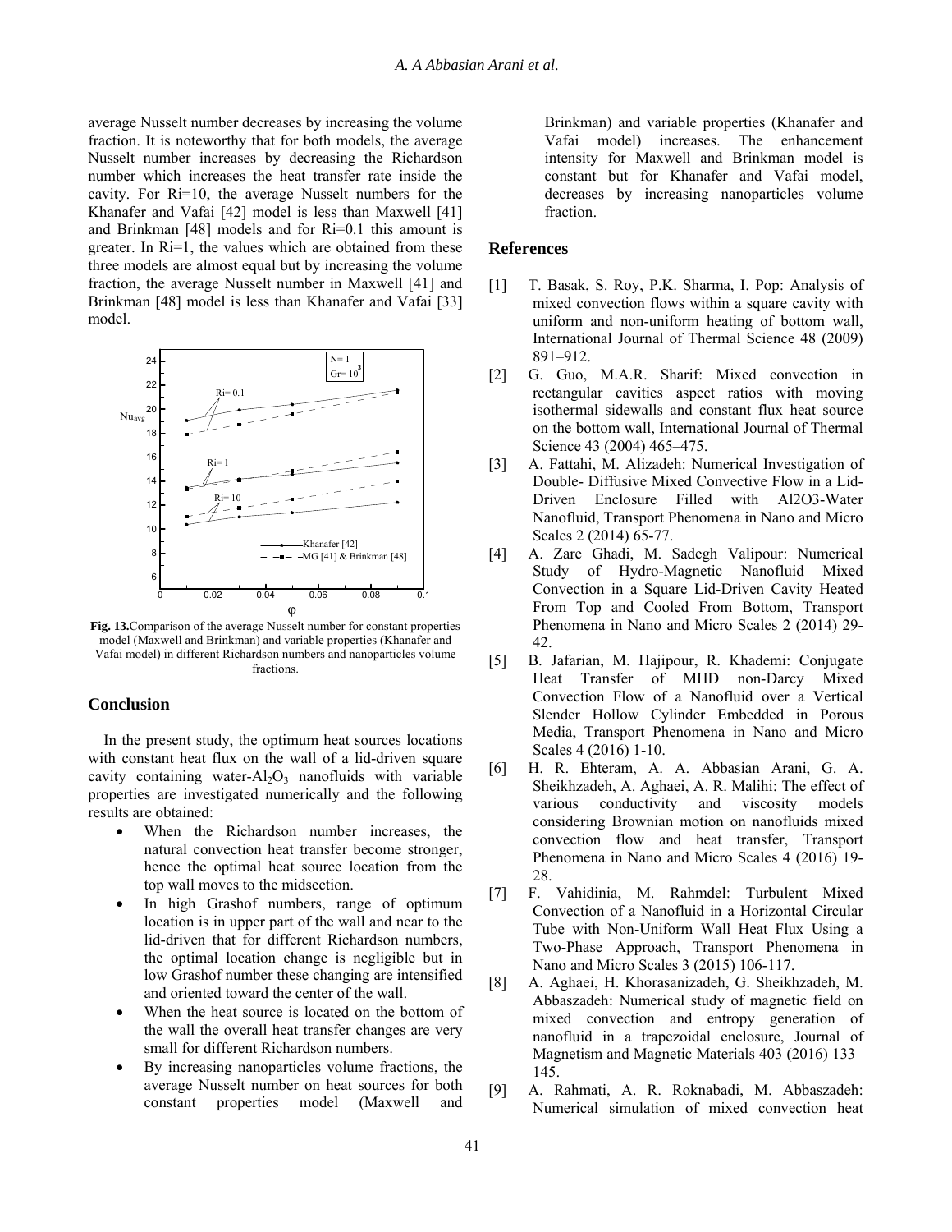average Nusselt number decreases by increasing the volume fraction. It is noteworthy that for both models, the average Nusselt number increases by decreasing the Richardson number which increases the heat transfer rate inside the cavity. For Ri=10, the average Nusselt numbers for the Khanafer and Vafai [42] model is less than Maxwell [41] and Brinkman [48] models and for Ri=0.1 this amount is greater. In Ri=1, the values which are obtained from these three models are almost equal but by increasing the volume fraction, the average Nusselt number in Maxwell [41] and Brinkman [48] model is less than Khanafer and Vafai [33] model.

**Fig. 13.** Comparison of the average Nusselt number for constant properties model (Maxwell and Brinkman) and variable properties (Khanafer and Vafai model) in different Richardson numbers and nanoparticles volume fractions.

## Conclusion

In the present study, the optimum heat sources locations with constant heat flux on the wall of a lid-driven square cavity containing water-$Al_2O_3$ nanofluids with variable properties are investigated numerically and the following results are obtained:

- When the Richardson number increases, the natural convection heat transfer become stronger, hence the optimal heat source location from the top wall moves to the midsection.
- In high Grashof numbers, range of optimum location is in upper part of the wall and near to the lid-driven that for different Richardson numbers, the optimal location change is negligible but in low Grashof number these changing are intensified and oriented toward the center of the wall.
- When the heat source is located on the bottom of the wall the overall heat transfer changes are very small for different Richardson numbers.
- By increasing nanoparticles volume fractions, the average Nusselt number on heat sources for both constant properties model (Maxwell and Brinkman) and variable properties (Khanafer and Vafai model) increases. The enhancement intensity for Maxwell and Brinkman model is constant but for Khanafer and Vafai model, decreases by increasing nanoparticles volume fraction.

## References

[1] T. Basak, S. Roy, P.K. Sharma, I. Pop: Analysis of mixed convection flows within a square cavity with uniform and non-uniform heating of bottom wall, International Journal of Thermal Science 48 (2009) 891–912.

[2] G. Guo, M.A.R. Sharif: Mixed convection in rectangular cavities aspect ratios with moving isothermal sidewalls and constant flux heat source on the bottom wall, International Journal of Thermal Science 43 (2004) 465–475.

[3] A. Fattahi, M. Alizadeh: Numerical Investigation of Double- Diffusive Mixed Convective Flow in a Lid-Driven Enclosure Filled with Al2O3-Water Nanofluid, Transport Phenomena in Nano and Micro Scales 2 (2014) 65-77.

[4] A. Zare Ghadi, M. Sadegh Valipour: Numerical Study of Hydro-Magnetic Nanofluid Mixed Convection in a Square Lid-Driven Cavity Heated From Top and Cooled From Bottom, Transport Phenomena in Nano and Micro Scales 2 (2014) 29-42.

[5] B. Jafarian, M. Hajipour, R. Khademi: Conjugate Heat Transfer of MHD non-Darcy Mixed Convection Flow of a Nanofluid over a Vertical Slender Hollow Cylinder Embedded in Porous Media, Transport Phenomena in Nano and Micro Scales 4 (2016) 1-10.

[6] H. R. Ehteram, A. A. Abbasian Arani, G. A. Sheikhzadeh, A. Aghaei, A. R. Malihi: The effect of various conductivity and viscosity models considering Brownian motion on nanofluids mixed convection flow and heat transfer, Transport Phenomena in Nano and Micro Scales 4 (2016) 19-28.

[7] F. Vahidinia, M. Rahmdel: Turbulent Mixed Convection of a Nanofluid in a Horizontal Circular Tube with Non-Uniform Wall Heat Flux Using a Two-Phase Approach, Transport Phenomena in Nano and Micro Scales 3 (2015) 106-117.

[8] A. Aghaei, H. Khorasanizadeh, G. Sheikhzadeh, M. Abbaszadeh: Numerical study of magnetic field on mixed convection and entropy generation of nanofluid in a trapezoidal enclosure, Journal of Magnetism and Magnetic Materials 403 (2016) 133–145.

[9] A. Rahmati, A. R. Roknabadi, M. Abbaszadeh: Numerical simulation of mixed convection heat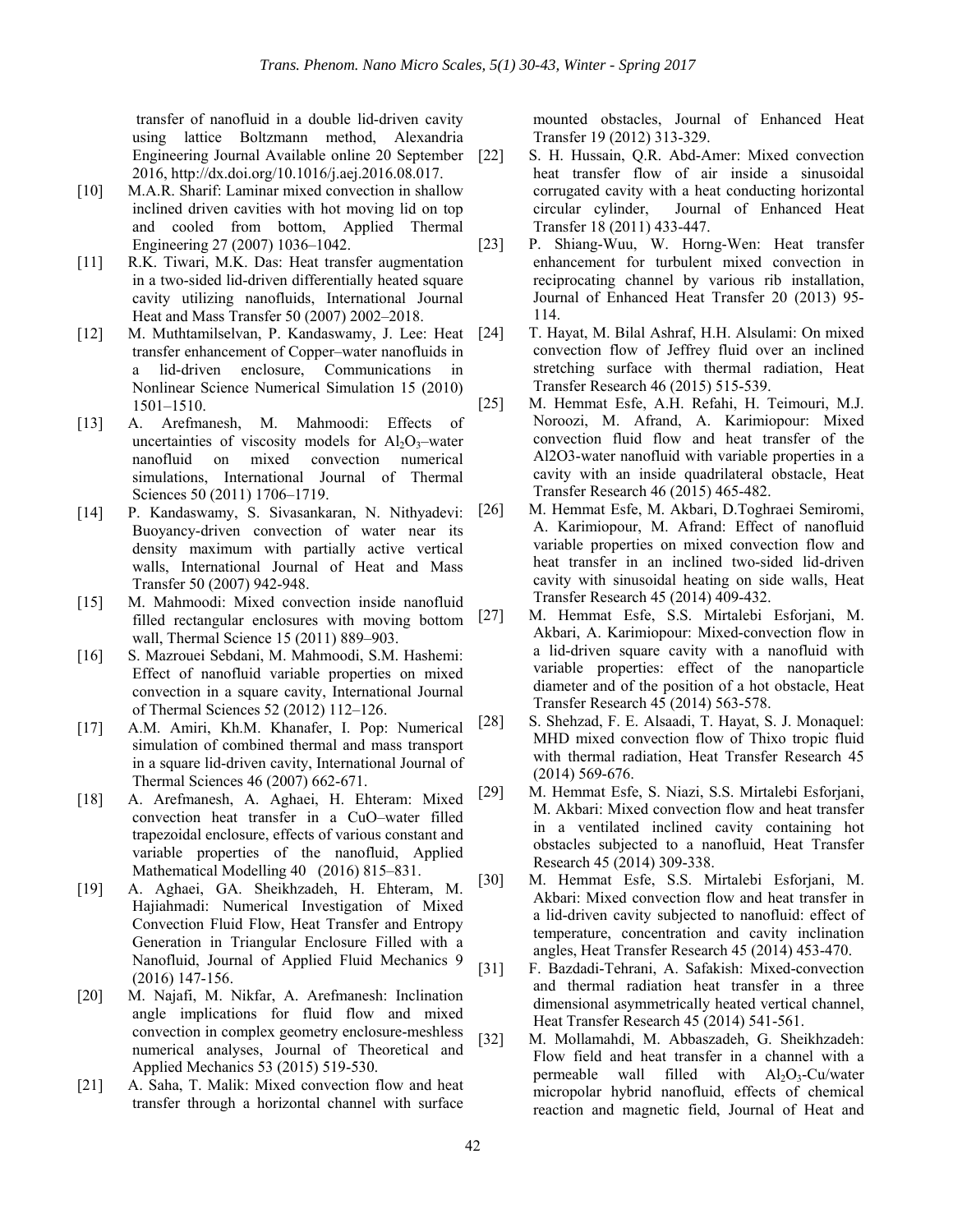transfer of nanofluid in a double lid-driven cavity using lattice Boltzmann method, Alexandria Engineering Journal Available online 20 September 2016, http://dx.doi.org/10.1016/j.aej.2016.08.017.

[10] M.A.R. Sharif: Laminar mixed convection in shallow inclined driven cavities with hot moving lid on top and cooled from bottom, Applied Thermal Engineering 27 (2007) 1036–1042.

[11] R.K. Tiwari, M.K. Das: Heat transfer augmentation in a two-sided lid-driven differentially heated square cavity utilizing nanofluids, International Journal Heat and Mass Transfer 50 (2007) 2002–2018.

[12] M. Muthtamilselvan, P. Kandaswamy, J. Lee: Heat transfer enhancement of Copper–water nanofluids in a lid-driven enclosure, Communications in Nonlinear Science Numerical Simulation 15 (2010) 1501–1510.

[13] A. Arefmanesh, M. Mahmoodi: Effects of uncertainties of viscosity models for $Al_2O_3$–water nanofluid on mixed convection numerical simulations, International Journal of Thermal Sciences 50 (2011) 1706–1719.

[14] P. Kandaswamy, S. Sivasankaran, N. Nithyadevi: Buoyancy-driven convection of water near its density maximum with partially active vertical walls, International Journal of Heat and Mass Transfer 50 (2007) 942-948.

[15] M. Mahmoodi: Mixed convection inside nanofluid filled rectangular enclosures with moving bottom wall, Thermal Science 15 (2011) 889–903.

[16] S. Mazrouei Sebdani, M. Mahmoodi, S.M. Hashemi: Effect of nanofluid variable properties on mixed convection in a square cavity, International Journal of Thermal Sciences 52 (2012) 112–126.

[17] A.M. Amiri, Kh.M. Khanafer, I. Pop: Numerical simulation of combined thermal and mass transport in a square lid-driven cavity, International Journal of Thermal Sciences 46 (2007) 662-671.

[18] A. Arefmanesh, A. Aghaei, H. Ehteram: Mixed convection heat transfer in a CuO–water filled trapezoidal enclosure, effects of various constant and variable properties of the nanofluid, Applied Mathematical Modelling 40 (2016) 815–831.

[19] A. Aghaei, GA. Sheikhzadeh, H. Ehteram, M. Hajiahmadi: Numerical Investigation of Mixed Convection Fluid Flow, Heat Transfer and Entropy Generation in Triangular Enclosure Filled with a Nanofluid, Journal of Applied Fluid Mechanics 9 (2016) 147-156.

[20] M. Najafi, M. Nikfar, A. Arefmanesh: Inclination angle implications for fluid flow and mixed convection in complex geometry enclosure-meshless numerical analyses, Journal of Theoretical and Applied Mechanics 53 (2015) 519-530.

[21] A. Saha, T. Malik: Mixed convection flow and heat transfer through a horizontal channel with surface mounted obstacles, Journal of Enhanced Heat Transfer 19 (2012) 313-329.

[22] S. H. Hussain, Q.R. Abd-Amer: Mixed convection heat transfer flow of air inside a sinusoidal corrugated cavity with a heat conducting horizontal circular cylinder, Journal of Enhanced Heat Transfer 18 (2011) 433-447.

[23] P. Shiang-Wuu, W. Horng-Wen: Heat transfer enhancement for turbulent mixed convection in reciprocating channel by various rib installation, Journal of Enhanced Heat Transfer 20 (2013) 95-114.

[24] T. Hayat, M. Bilal Ashraf, H.H. Alsulami: On mixed convection flow of Jeffrey fluid over an inclined stretching surface with thermal radiation, Heat Transfer Research 46 (2015) 515-539.

[25] M. Hemmat Esfe, A.H. Refahi, H. Teimouri, M.J. Noroozi, M. Afrand, A. Karimiopour: Mixed convection fluid flow and heat transfer of the Al2O3-water nanofluid with variable properties in a cavity with an inside quadrilateral obstacle, Heat Transfer Research 46 (2015) 465-482.

[26] M. Hemmat Esfe, M. Akbari, D.Toghraei Semiromi, A. Karimiopour, M. Afrand: Effect of nanofluid variable properties on mixed convection flow and heat transfer in an inclined two-sided lid-driven cavity with sinusoidal heating on side walls, Heat Transfer Research 45 (2014) 409-432.

[27] M. Hemmat Esfe, S.S. Mirtalebi Esforjani, M. Akbari, A. Karimiopour: Mixed-convection flow in a lid-driven square cavity with a nanofluid with variable properties: effect of the nanoparticle diameter and of the position of a hot obstacle, Heat Transfer Research 45 (2014) 563-578.

[28] S. Shehzad, F. E. Alsaadi, T. Hayat, S. J. Monaquel: MHD mixed convection flow of Thixo tropic fluid with thermal radiation, Heat Transfer Research 45 (2014) 569-676.

[29] M. Hemmat Esfe, S. Niazi, S.S. Mirtalebi Esforjani, M. Akbari: Mixed convection flow and heat transfer in a ventilated inclined cavity containing hot obstacles subjected to a nanofluid, Heat Transfer Research 45 (2014) 309-338.

[30] M. Hemmat Esfe, S.S. Mirtalebi Esforjani, M. Akbari: Mixed convection flow and heat transfer in a lid-driven cavity subjected to nanofluid: effect of temperature, concentration and cavity inclination angles, Heat Transfer Research 45 (2014) 453-470.

[31] F. Bazdadi-Tehrani, A. Safakish: Mixed-convection and thermal radiation heat transfer in a three dimensional asymmetrically heated vertical channel, Heat Transfer Research 45 (2014) 541-561.

[32] M. Mollamahdi, M. Abbaszadeh, G. Sheikhzadeh: Flow field and heat transfer in a channel with a permeable wall filled with $Al_2O_3$-Cu/water micropolar hybrid nanofluid, effects of chemical reaction and magnetic field, Journal of Heat and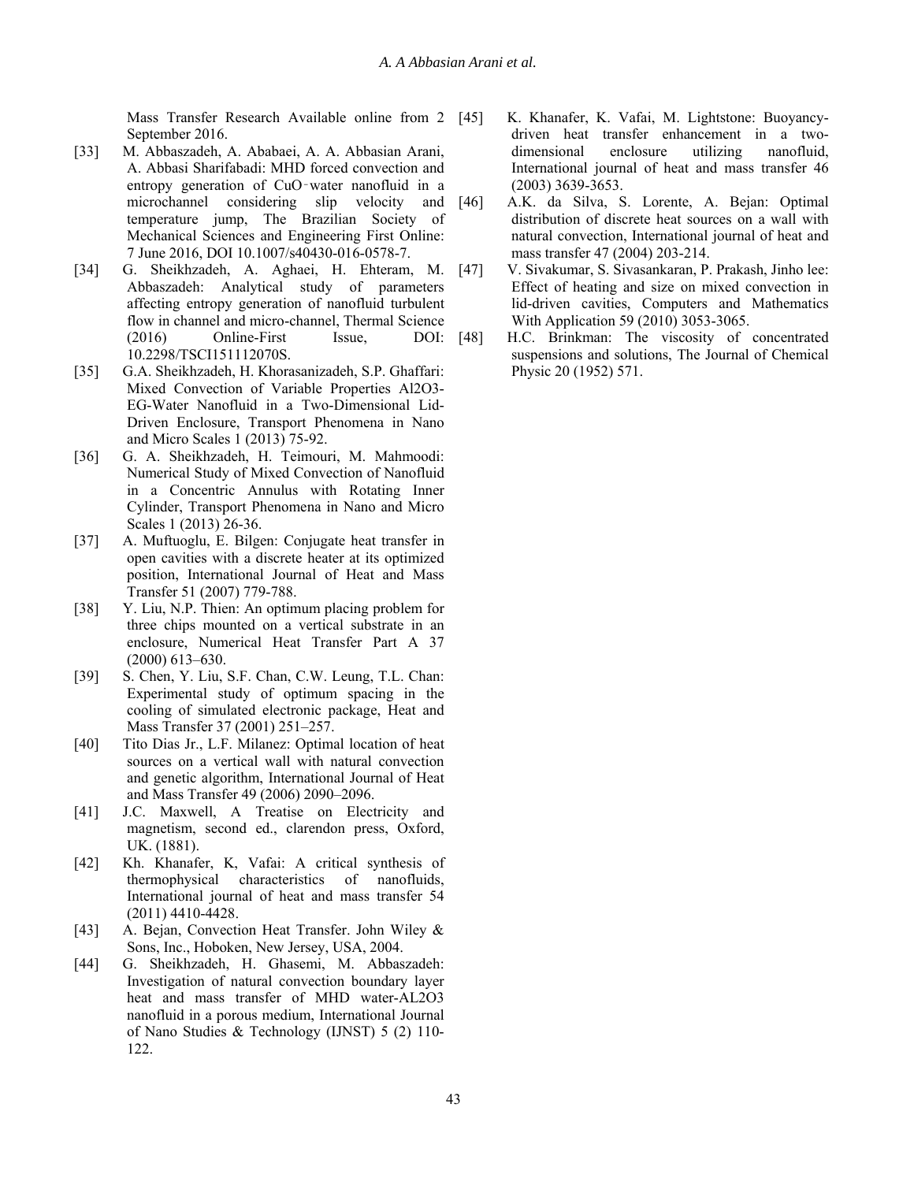Mass Transfer Research Available online from 2 September 2016.

[33] M. Abbaszadeh, A. Ababaei, A. A. Abbasian Arani, A. Abbasi Sharifabadi: MHD forced convection and entropy generation of CuO‑water nanofluid in a microchannel considering slip velocity and temperature jump, The Brazilian Society of Mechanical Sciences and Engineering First Online: 7 June 2016, DOI 10.1007/s40430-016-0578-7.

[34] G. Sheikhzadeh, A. Aghaei, H. Ehteram, M. Abbaszadeh: Analytical study of parameters affecting entropy generation of nanofluid turbulent flow in channel and micro-channel, Thermal Science (2016) Online-First Issue, DOI: 10.2298/TSCI151112070S.

[35] G.A. Sheikhzadeh, H. Khorasanizadeh, S.P. Ghaffari: Mixed Convection of Variable Properties Al2O3-EG-Water Nanofluid in a Two-Dimensional Lid-Driven Enclosure, Transport Phenomena in Nano and Micro Scales 1 (2013) 75-92.

[36] G. A. Sheikhzadeh, H. Teimouri, M. Mahmoodi: Numerical Study of Mixed Convection of Nanofluid in a Concentric Annulus with Rotating Inner Cylinder, Transport Phenomena in Nano and Micro Scales 1 (2013) 26-36.

[37] A. Muftuoglu, E. Bilgen: Conjugate heat transfer in open cavities with a discrete heater at its optimized position, International Journal of Heat and Mass Transfer 51 (2007) 779-788.

[38] Y. Liu, N.P. Thien: An optimum placing problem for three chips mounted on a vertical substrate in an enclosure, Numerical Heat Transfer Part A 37 (2000) 613–630.

[39] S. Chen, Y. Liu, S.F. Chan, C.W. Leung, T.L. Chan: Experimental study of optimum spacing in the cooling of simulated electronic package, Heat and Mass Transfer 37 (2001) 251–257.

[40] Tito Dias Jr., L.F. Milanez: Optimal location of heat sources on a vertical wall with natural convection and genetic algorithm, International Journal of Heat and Mass Transfer 49 (2006) 2090–2096.

[41] J.C. Maxwell, A Treatise on Electricity and magnetism, second ed., clarendon press, Oxford, UK. (1881).

[42] Kh. Khanafer, K, Vafai: A critical synthesis of thermophysical characteristics of nanofluids, International journal of heat and mass transfer 54 (2011) 4410-4428.

[43] A. Bejan, Convection Heat Transfer. John Wiley & Sons, Inc., Hoboken, New Jersey, USA, 2004.

[44] G. Sheikhzadeh, H. Ghasemi, M. Abbaszadeh: Investigation of natural convection boundary layer heat and mass transfer of MHD water-AL2O3 nanofluid in a porous medium, International Journal of Nano Studies & Technology (IJNST) 5 (2) 110-122.

[45] K. Khanafer, K. Vafai, M. Lightstone: Buoyancy-driven heat transfer enhancement in a two-dimensional enclosure utilizing nanofluid, International journal of heat and mass transfer 46 (2003) 3639-3653.

[46] A.K. da Silva, S. Lorente, A. Bejan: Optimal distribution of discrete heat sources on a wall with natural convection, International journal of heat and mass transfer 47 (2004) 203-214.

[47] V. Sivakumar, S. Sivasankaran, P. Prakash, Jinho lee: Effect of heating and size on mixed convection in lid-driven cavities, Computers and Mathematics With Application 59 (2010) 3053-3065.

[48] H.C. Brinkman: The viscosity of concentrated suspensions and solutions, The Journal of Chemical Physic 20 (1952) 571.